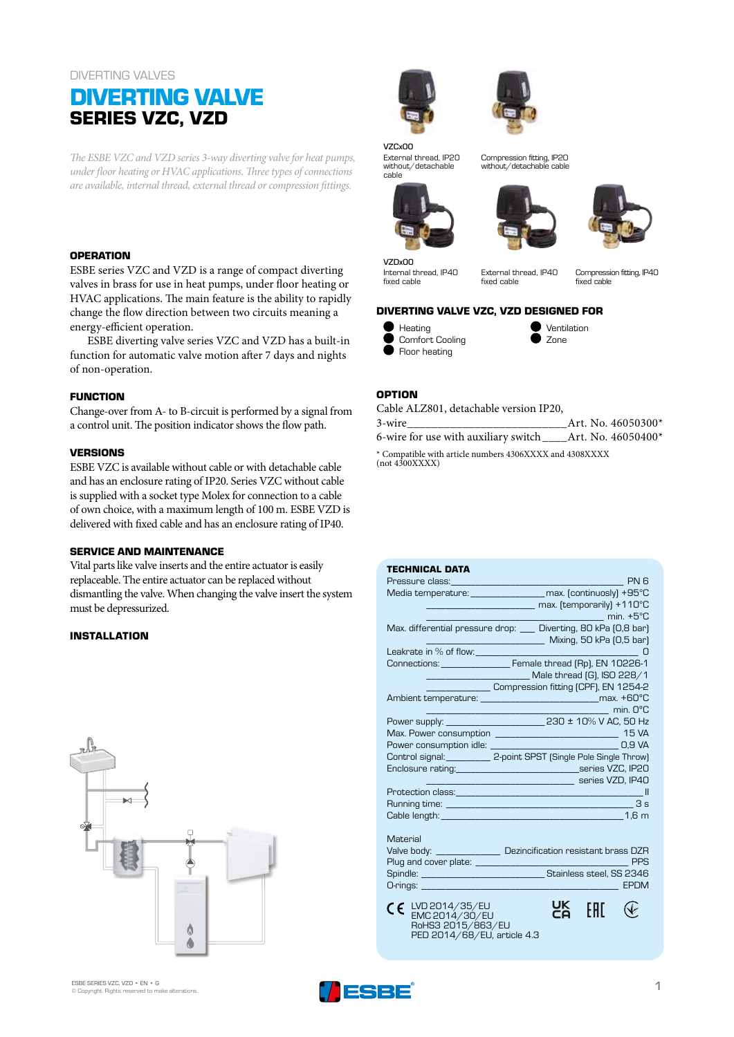DIVERTING VALVES

# DIVERTING VALVE
## SERIES VZC, VZD

*The ESBE VZC and VZD series 3-way diverting valve for heat pumps, under floor heating or HVAC applications. Three types of connections are available, internal thread, external thread or compression fittings.*

VZCx00

Internal thread, IP20 without/detachable cable

Compression fitting, IP20 without/detachable cable

VZDx00

Internal thread, IP40 fixed cable

External thread, IP40 fixed cable

Compression fitting, IP40 fixed cable

### OPERATION

ESBE series VZC and VZD is a range of compact diverting valves in brass for use in heat pumps, under floor heating or HVAC applications. The main feature is the ability to rapidly change the flow direction between two circuits meaning a energy-efficient operation.

ESBE diverting valve series VZC and VZD has a built-in function for automatic valve motion after 7 days and nights of non-operation.

### FUNCTION

Change-over from A- to B-circuit is performed by a signal from a control unit. The position indicator shows the flow path.

### VERSIONS

ESBE VZC is available without cable or with detachable cable and has an enclosure rating of IP20. Series VZC without cable is supplied with a socket type Molex for connection to a cable of own choice, with a maximum length of 100 m. ESBE VZD is delivered with fixed cable and has an enclosure rating of IP40.

### SERVICE AND MAINTENANCE

Vital parts like valve inserts and the entire actuator is easily replaceable. The entire actuator can be replaced without dismantling the valve. When changing the valve insert the system must be depressurized.

### INSTALLATION

### DIVERTING VALVE VZC, VZD DESIGNED FOR

- Heating
- Comfort Cooling
- Floor heating
- Ventilation
- Zone

### OPTION

Cable ALZ801, detachable version IP20,

3-wire ____________ Art. No. 46050300*

6-wire for use with auxiliary switch ____ Art. No. 46050400*

\* Compatible with article numbers 4306XXXX and 4308XXXX (not 4300XXXX)

### TECHNICAL DATA

| | |
|---|---|
| Pressure class: | PN 6 |
| Media temperature: | max. (continuosly) +95°C |
| | max. (temporarily) +110°C |
| | min. +5°C |
| Max. differential pressure drop: | Diverting, 80 kPa (0,8 bar) |
| | Mixing, 50 kPa (0,5 bar) |
| Leakrate in % of flow: | 0 |
| Connections: | Female thread (Rp), EN 10226-1 |
| | Male thread (G), ISO 228/1 |
| | Compression fitting (CPF), EN 1254-2 |
| Ambient temperature: | max. +60°C |
| | min. 0°C |
| Power supply: | 230 ± 10% V AC, 50 Hz |
| Max. Power consumption | 15 VA |
| Power consumption idle: | 0,9 VA |
| Control signal: | 2-point SPST (Single Pole Single Throw) |
| Enclosure rating: | series VZC, IP20 |
| | series VZD, IP40 |
| Protection class: | II |
| Running time: | 3 s |
| Cable length: | 1,6 m |

Material

| | |
|---|---|
| Valve body: | Dezincification resistant brass DZR |
| Plug and cover plate: | PPS |
| Spindle: | Stainless steel, SS 2346 |
| O-rings: | EPDM |

LVD 2014/35/EU
EMC 2014/30/EU
RoHS3 2015/863/EU
PED 2014/68/EU, article 4.3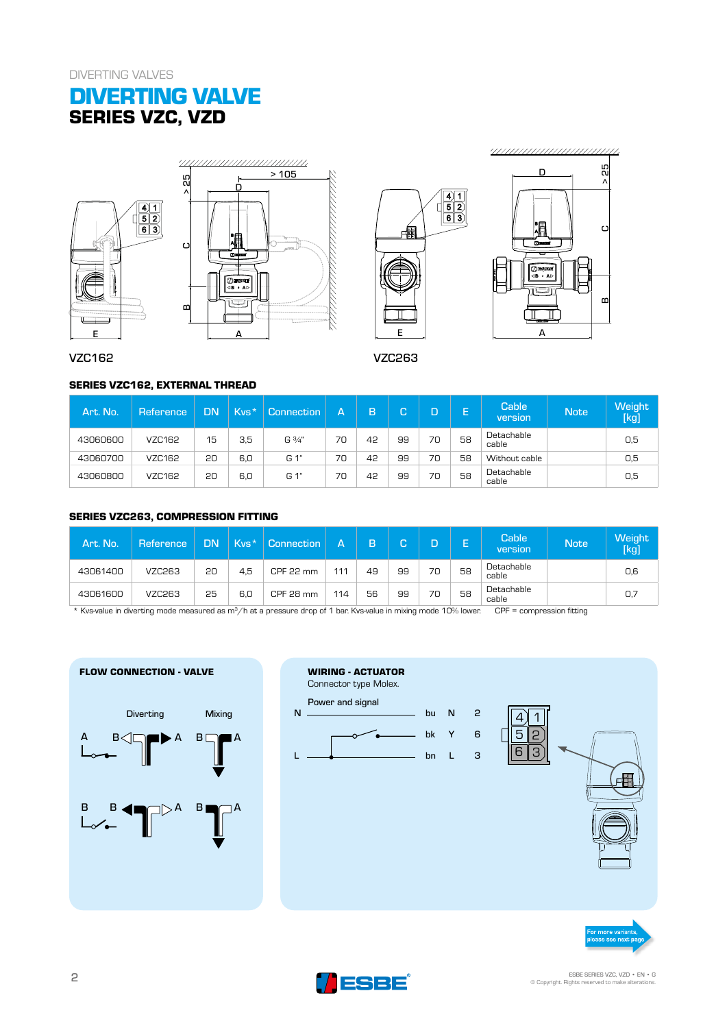DIVERTING VALVES

# DIVERTING VALVE
## SERIES VZC, VZD

> 105
D
> 25
C
B
E
A

VZC162

D
> 25
C
B
E
A

VZC263

### SERIES VZC162, EXTERNAL THREAD

| Art. No. | Reference | DN | Kvs* | Connection | A | B | C | D | E | Cable version | Note | Weight [kg] |
|---|---|---|---|---|---|---|---|---|---|---|---|---|
| 43060600 | VZC162 | 15 | 3,5 | G ¾" | 70 | 42 | 99 | 70 | 58 | Detachable cable | | 0,5 |
| 43060700 | VZC162 | 20 | 6,0 | G 1" | 70 | 42 | 99 | 70 | 58 | Without cable | | 0,5 |
| 43060800 | VZC162 | 20 | 6,0 | G 1" | 70 | 42 | 99 | 70 | 58 | Detachable cable | | 0,5 |

### SERIES VZC263, COMPRESSION FITTING

| Art. No. | Reference | DN | Kvs* | Connection | A | B | C | D | E | Cable version | Note | Weight [kg] |
|---|---|---|---|---|---|---|---|---|---|---|---|---|
| 43061400 | VZC263 | 20 | 4,5 | CPF 22 mm | 111 | 49 | 99 | 70 | 58 | Detachable cable | | 0,6 |
| 43061600 | VZC263 | 25 | 6,0 | CPF 28 mm | 114 | 56 | 99 | 70 | 58 | Detachable cable | | 0,7 |

\* Kvs-value in diverting mode measured as $m^3/h$ at a pressure drop of 1 bar. Kvs-value in mixing mode 10% lower. CPF = compression fitting

**FLOW CONNECTION - VALVE**

Diverting
Mixing

A B A B A
B B A B A

**WIRING - ACTUATOR**

Connector type Molex.

Power and signal

| | | | |
|---|---|---|---|
| N | bu | N | 2 |
| | bk | Y | 6 |
| L | bn | L | 3 |

4 1
5 2
6 3

For more variants, please see next page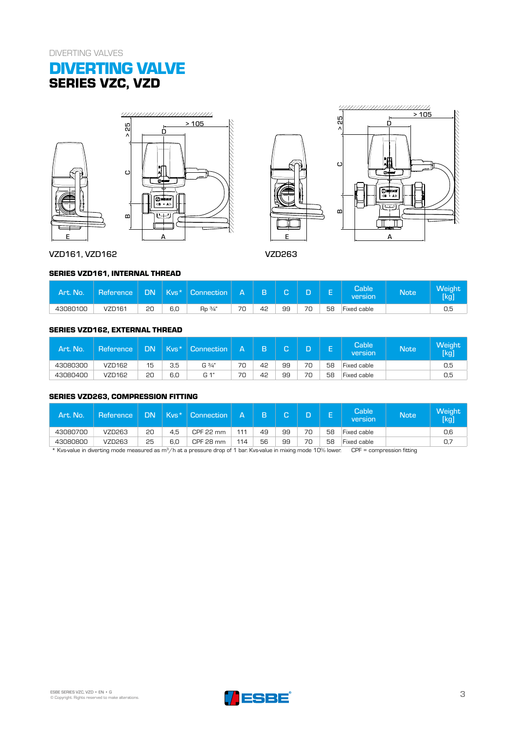DIVERTING VALVES

# DIVERTING VALVE
## SERIES VZC, VZD

> 25
> 105
D
C
B
E
A

VZD161, VZD162

> 25
> 105
D
C
B
E
A

VZD263

### SERIES VZD161, INTERNAL THREAD

| Art. No. | Reference | DN | Kvs* | Connection | A | B | C | D | E | Cable version | Note | Weight [kg] |
|---|---|---|---|---|---|---|---|---|---|---|---|---|
| 43080100 | VZD161 | 20 | 6,0 | Rp ¾" | 70 | 42 | 99 | 70 | 58 | Fixed cable | | 0,5 |

### SERIES VZD162, EXTERNAL THREAD

| Art. No. | Reference | DN | Kvs* | Connection | A | B | C | D | E | Cable version | Note | Weight [kg] |
|---|---|---|---|---|---|---|---|---|---|---|---|---|
| 43080300 | VZD162 | 15 | 3,5 | G ¾" | 70 | 42 | 99 | 70 | 58 | Fixed cable | | 0,5 |
| 43080400 | VZD162 | 20 | 6,0 | G 1" | 70 | 42 | 99 | 70 | 58 | Fixed cable | | 0,5 |

### SERIES VZD263, COMPRESSION FITTING

| Art. No. | Reference | DN | Kvs* | Connection | A | B | C | D | E | Cable version | Note | Weight [kg] |
|---|---|---|---|---|---|---|---|---|---|---|---|---|
| 43080700 | VZD263 | 20 | 4,5 | CPF 22 mm | 111 | 49 | 99 | 70 | 58 | Fixed cable | | 0,6 |
| 43080800 | VZD263 | 25 | 6,0 | CPF 28 mm | 114 | 56 | 99 | 70 | 58 | Fixed cable | | 0,7 |

* Kvs-value in diverting mode measured as $m^3/h$ at a pressure drop of 1 bar. Kvs-value in mixing mode 10% lower. CPF = compression fitting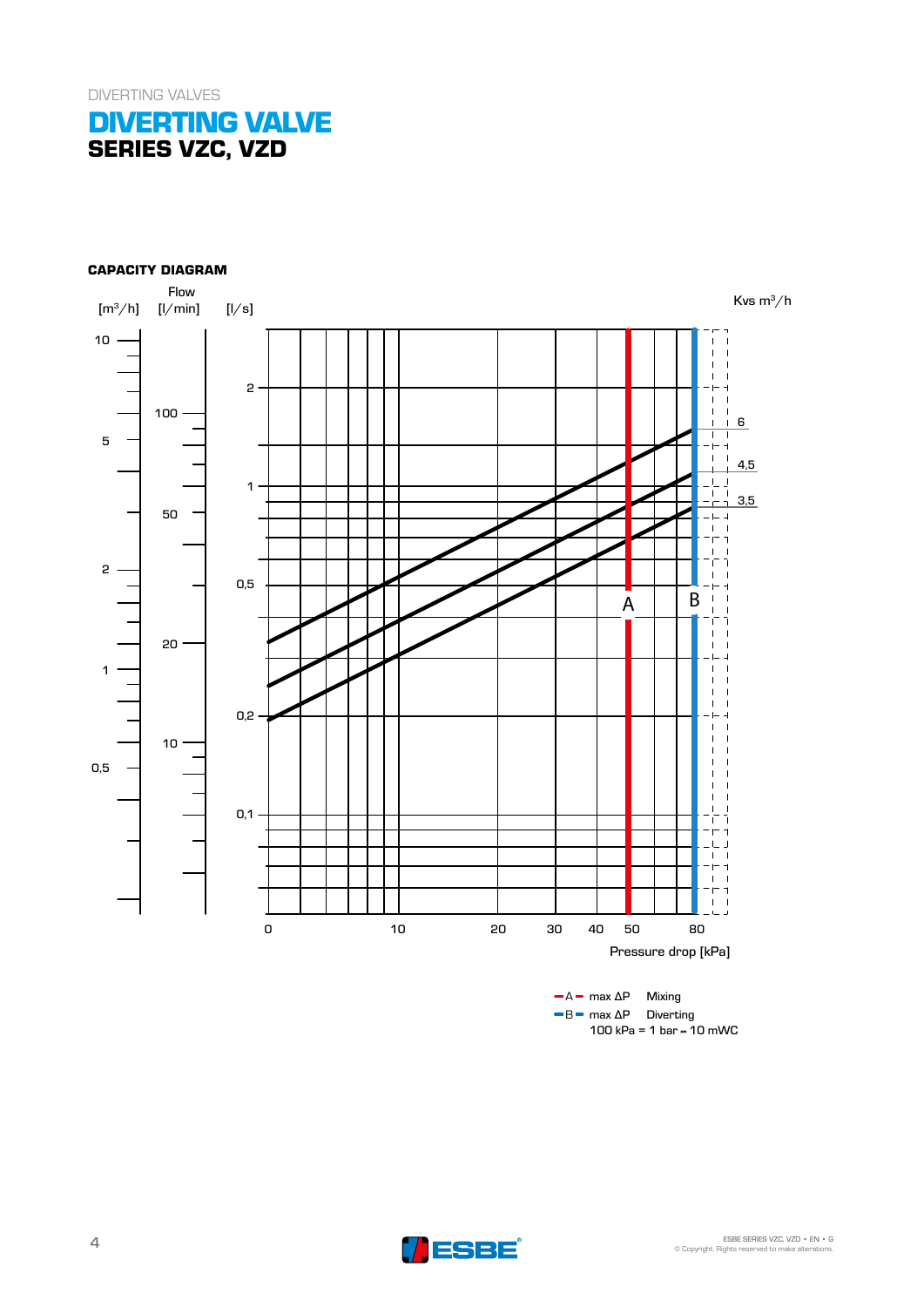DIVERTING VALVES

# DIVERTING VALVE
## SERIES VZC, VZD

### CAPACITY DIAGRAM

Flow

[m³/h] [l/min] [l/s]

Kvs m³/h

10
5
2
1
0,5

100
50
20
10

2
1
0,5
0,2
0,1

6
4,5
3,5

A
B

0 10 20 30 40 50 80

Pressure drop [kPa]

A max ΔP Mixing
B max ΔP Diverting
100 kPa = 1 bar ≈ 10 mWC